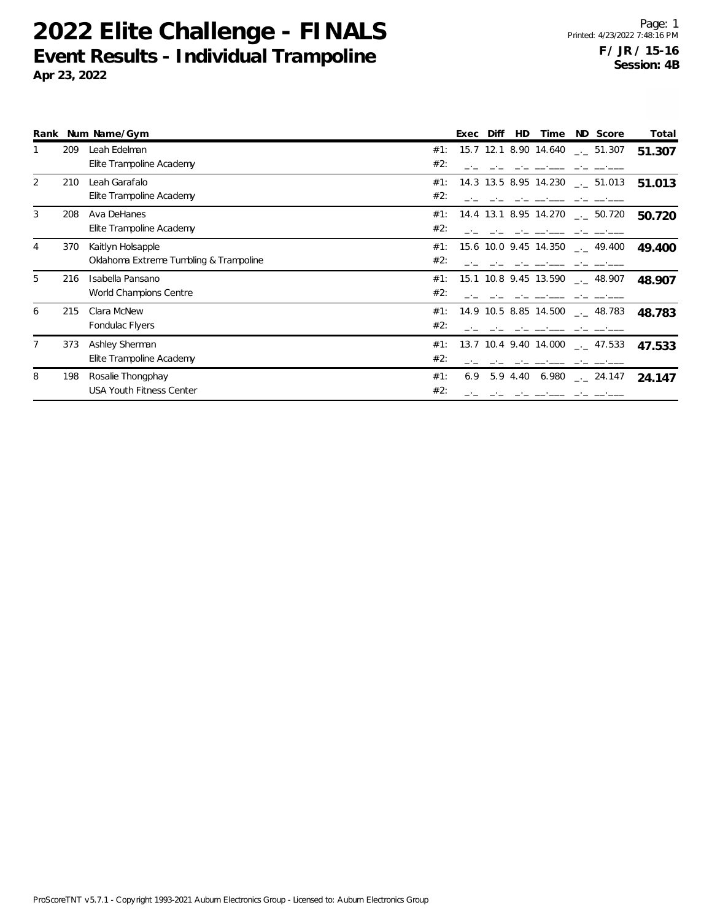# 2022 Elite Challenge - FINALS

## Event Results - Individual Trampoline

**Apr 23, 2022**

Printed: 4/23/2022 7:48:16 PM

**F / JR / 15-16**
**Session: 4B**

| Rank | Num | Name/Gym | | Exec | Diff | HD | Time | ND | Score | Total |
|---|---|---|---|---|---|---|---|---|---|---|
| 1 | 209 | Leah Edelman | #1: | 15.7 | 12.1 | 8.90 | 14.640 | _._ | 51.307 | **51.307** |
| | | Elite Trampoline Academy | #2: | _._ | _._ | _._ | __.___ | _._ | __.___ | |
| 2 | 210 | Leah Garafalo | #1: | 14.3 | 13.5 | 8.95 | 14.230 | _._ | 51.013 | **51.013** |
| | | Elite Trampoline Academy | #2: | _._ | _._ | _._ | __.___ | _._ | __.___ | |
| 3 | 208 | Ava DeHanes | #1: | 14.4 | 13.1 | 8.95 | 14.270 | _._ | 50.720 | **50.720** |
| | | Elite Trampoline Academy | #2: | _._ | _._ | _._ | __.___ | _._ | __.___ | |
| 4 | 370 | Kaitlyn Holsapple | #1: | 15.6 | 10.0 | 9.45 | 14.350 | _._ | 49.400 | **49.400** |
| | | Oklahoma Extreme Tumbling & Trampoline | #2: | _._ | _._ | _._ | __.___ | _._ | __.___ | |
| 5 | 216 | Isabella Pansano | #1: | 15.1 | 10.8 | 9.45 | 13.590 | _._ | 48.907 | **48.907** |
| | | World Champions Centre | #2: | _._ | _._ | _._ | __.___ | _._ | __.___ | |
| 6 | 215 | Clara McNew | #1: | 14.9 | 10.5 | 8.85 | 14.500 | _._ | 48.783 | **48.783** |
| | | Fondulac Flyers | #2: | _._ | _._ | _._ | __.___ | _._ | __.___ | |
| 7 | 373 | Ashley Sherman | #1: | 13.7 | 10.4 | 9.40 | 14.000 | _._ | 47.533 | **47.533** |
| | | Elite Trampoline Academy | #2: | _._ | _._ | _._ | __.___ | _._ | __.___ | |
| 8 | 198 | Rosalie Thongphay | #1: | 6.9 | 5.9 | 4.40 | 6.980 | _._ | 24.147 | **24.147** |
| | | USA Youth Fitness Center | #2: | _._ | _._ | _._ | __.___ | _._ | __.___ | |

ProScoreTNT v5.7.1 - Copyright 1993-2021 Auburn Electronics Group - Licensed to: Auburn Electronics Group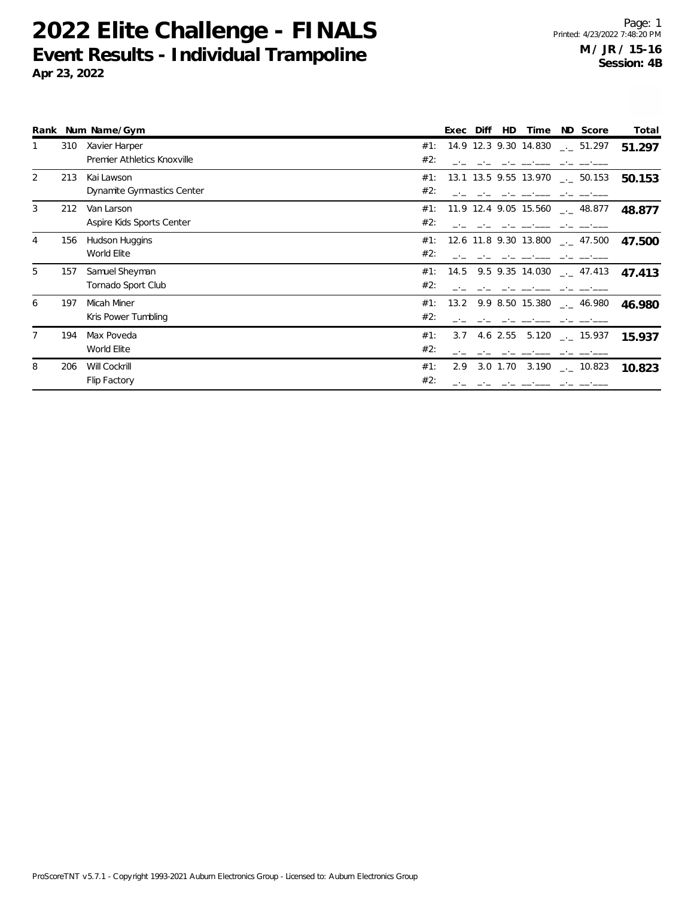# 2022 Elite Challenge - FINALS

## Event Results - Individual Trampoline

**Apr 23, 2022**

Printed: 4/23/2022 7:48:20 PM

**M / JR / 15-16**
**Session: 4B**

| Rank | Num | Name/Gym | | Exec | Diff | HD | Time | ND | Score | Total |
|---|---|---|---|---|---|---|---|---|---|---|
| 1 | 310 | Xavier Harper | #1: | 14.9 | 12.3 | 9.30 | 14.830 | _._ | 51.297 | **51.297** |
| | | Premier Athletics Knoxville | #2: | _._ | _._ | _._ | __.___ | _._ | __.___ | |
| 2 | 213 | Kai Lawson | #1: | 13.1 | 13.5 | 9.55 | 13.970 | _._ | 50.153 | **50.153** |
| | | Dynamite Gymnastics Center | #2: | _._ | _._ | _._ | __.___ | _._ | __.___ | |
| 3 | 212 | Van Larson | #1: | 11.9 | 12.4 | 9.05 | 15.560 | _._ | 48.877 | **48.877** |
| | | Aspire Kids Sports Center | #2: | _._ | _._ | _._ | __.___ | _._ | __.___ | |
| 4 | 156 | Hudson Huggins | #1: | 12.6 | 11.8 | 9.30 | 13.800 | _._ | 47.500 | **47.500** |
| | | World Elite | #2: | _._ | _._ | _._ | __.___ | _._ | __.___ | |
| 5 | 157 | Samuel Sheyman | #1: | 14.5 | 9.5 | 9.35 | 14.030 | _._ | 47.413 | **47.413** |
| | | Tornado Sport Club | #2: | _._ | _._ | _._ | __.___ | _._ | __.___ | |
| 6 | 197 | Micah Miner | #1: | 13.2 | 9.9 | 8.50 | 15.380 | _._ | 46.980 | **46.980** |
| | | Kris Power Tumbling | #2: | _._ | _._ | _._ | __.___ | _._ | __.___ | |
| 7 | 194 | Max Poveda | #1: | 3.7 | 4.6 | 2.55 | 5.120 | _._ | 15.937 | **15.937** |
| | | World Elite | #2: | _._ | _._ | _._ | __.___ | _._ | __.___ | |
| 8 | 206 | Will Cockrill | #1: | 2.9 | 3.0 | 1.70 | 3.190 | _._ | 10.823 | **10.823** |
| | | Flip Factory | #2: | _._ | _._ | _._ | __.___ | _._ | __.___ | |

ProScoreTNT v5.7.1 - Copyright 1993-2021 Auburn Electronics Group - Licensed to: Auburn Electronics Group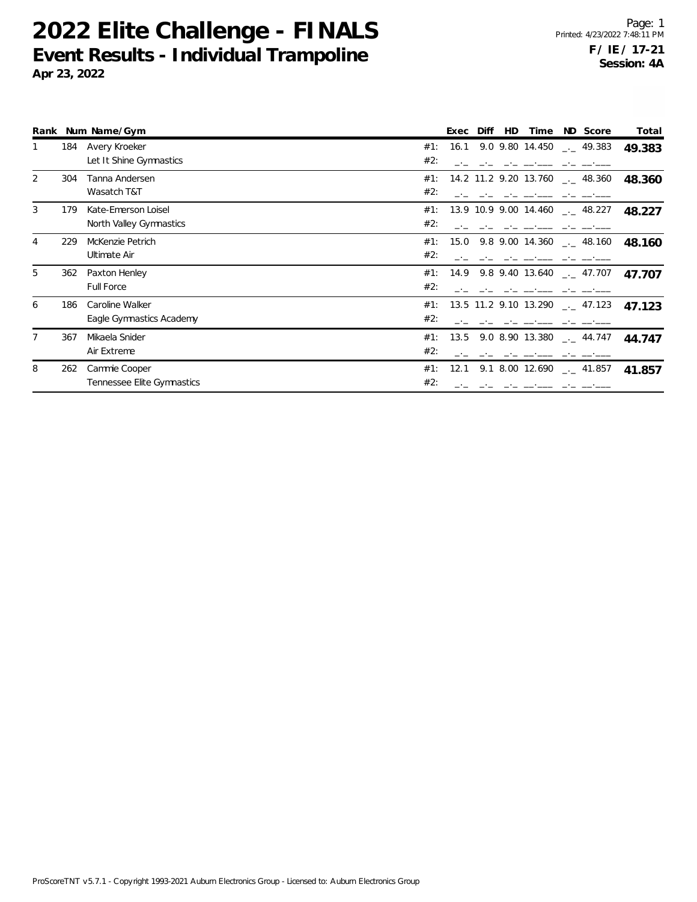# 2022 Elite Challenge - FINALS

## Event Results - Individual Trampoline

**Apr 23, 2022**

**F / IE / 17-21**
**Session: 4A**

| Rank | Num | Name/Gym | | Exec | Diff | HD | Time | ND | Score | Total |
|---|---|---|---|---|---|---|---|---|---|---|
| 1 | 184 | Avery Kroeker | #1: | 16.1 | 9.0 | 9.80 | 14.450 | _._ | 49.383 | **49.383** |
| | | Let It Shine Gymnastics | #2: | _._ | _._ | _._ | __.___ | _._ | __.___ | |
| 2 | 304 | Tanna Andersen | #1: | 14.2 | 11.2 | 9.20 | 13.760 | _._ | 48.360 | **48.360** |
| | | Wasatch T&T | #2: | _._ | _._ | _._ | __.___ | _._ | __.___ | |
| 3 | 179 | Kate-Emerson Loisel | #1: | 13.9 | 10.9 | 9.00 | 14.460 | _._ | 48.227 | **48.227** |
| | | North Valley Gymnastics | #2: | _._ | _._ | _._ | __.___ | _._ | __.___ | |
| 4 | 229 | McKenzie Petrich | #1: | 15.0 | 9.8 | 9.00 | 14.360 | _._ | 48.160 | **48.160** |
| | | Ultimate Air | #2: | _._ | _._ | _._ | __.___ | _._ | __.___ | |
| 5 | 362 | Paxton Henley | #1: | 14.9 | 9.8 | 9.40 | 13.640 | _._ | 47.707 | **47.707** |
| | | Full Force | #2: | _._ | _._ | _._ | __.___ | _._ | __.___ | |
| 6 | 186 | Caroline Walker | #1: | 13.5 | 11.2 | 9.10 | 13.290 | _._ | 47.123 | **47.123** |
| | | Eagle Gymnastics Academy | #2: | _._ | _._ | _._ | __.___ | _._ | __.___ | |
| 7 | 367 | Mikaela Snider | #1: | 13.5 | 9.0 | 8.90 | 13.380 | _._ | 44.747 | **44.747** |
| | | Air Extreme | #2: | _._ | _._ | _._ | __.___ | _._ | __.___ | |
| 8 | 262 | Cammie Cooper | #1: | 12.1 | 9.1 | 8.00 | 12.690 | _._ | 41.857 | **41.857** |
| | | Tennessee Elite Gymnastics | #2: | _._ | _._ | _._ | __.___ | _._ | __.___ | |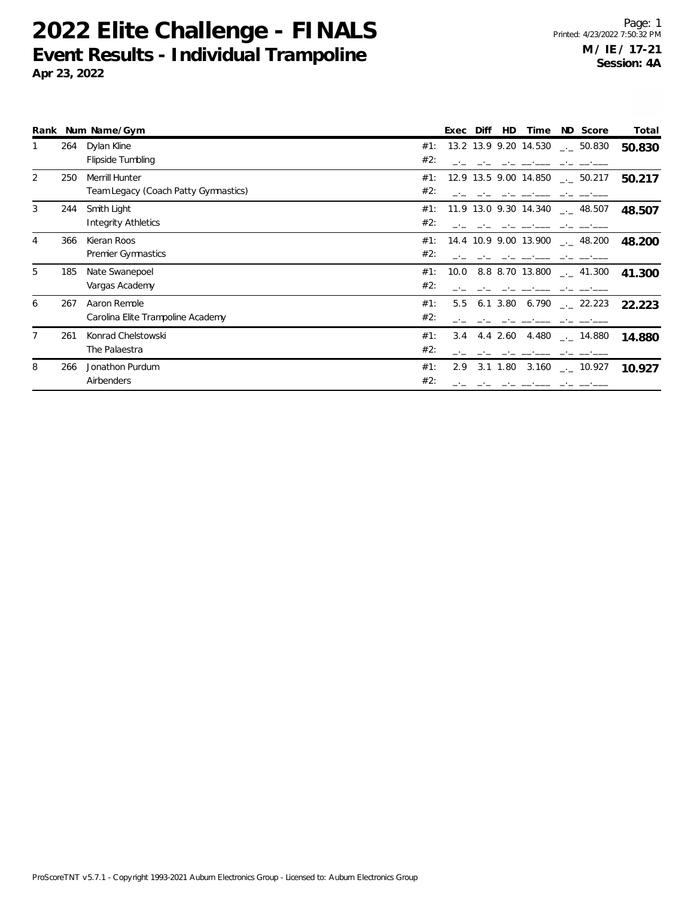# 2022 Elite Challenge - FINALS

## Event Results - Individual Trampoline

**Apr 23, 2022**

Printed: 4/23/2022 7:50:32 PM

**M / IE / 17-21**
**Session: 4A**

| Rank | Num | Name/Gym | | Exec | Diff | HD | Time | ND | Score | Total |
|---|---|---|---|---|---|---|---|---|---|---|
| 1 | 264 | Dylan Kline | #1: | 13.2 | 13.9 | 9.20 | 14.530 | _._ | 50.830 | **50.830** |
| | | Flipside Tumbling | #2: | _._ | _._ | _._ | __.___ | _._ | __.___ | |
| 2 | 250 | Merrill Hunter | #1: | 12.9 | 13.5 | 9.00 | 14.850 | _._ | 50.217 | **50.217** |
| | | Team Legacy (Coach Patty Gymnastics) | #2: | _._ | _._ | _._ | __.___ | _._ | __.___ | |
| 3 | 244 | Smith Light | #1: | 11.9 | 13.0 | 9.30 | 14.340 | _._ | 48.507 | **48.507** |
| | | Integrity Athletics | #2: | _._ | _._ | _._ | __.___ | _._ | __.___ | |
| 4 | 366 | Kieran Roos | #1: | 14.4 | 10.9 | 9.00 | 13.900 | _._ | 48.200 | **48.200** |
| | | Premier Gymnastics | #2: | _._ | _._ | _._ | __.___ | _._ | __.___ | |
| 5 | 185 | Nate Swanepoel | #1: | 10.0 | 8.8 | 8.70 | 13.800 | _._ | 41.300 | **41.300** |
| | | Vargas Academy | #2: | _._ | _._ | _._ | __.___ | _._ | __.___ | |
| 6 | 267 | Aaron Remole | #1: | 5.5 | 6.1 | 3.80 | 6.790 | _._ | 22.223 | **22.223** |
| | | Carolina Elite Trampoline Academy | #2: | _._ | _._ | _._ | __.___ | _._ | __.___ | |
| 7 | 261 | Konrad Chelstowski | #1: | 3.4 | 4.4 | 2.60 | 4.480 | _._ | 14.880 | **14.880** |
| | | The Palaestra | #2: | _._ | _._ | _._ | __.___ | _._ | __.___ | |
| 8 | 266 | Jonathon Purdum | #1: | 2.9 | 3.1 | 1.80 | 3.160 | _._ | 10.927 | **10.927** |
| | | Airbenders | #2: | _._ | _._ | _._ | __.___ | _._ | __.___ | |

ProScoreTNT v5.7.1 - Copyright 1993-2021 Auburn Electronics Group - Licensed to: Auburn Electronics Group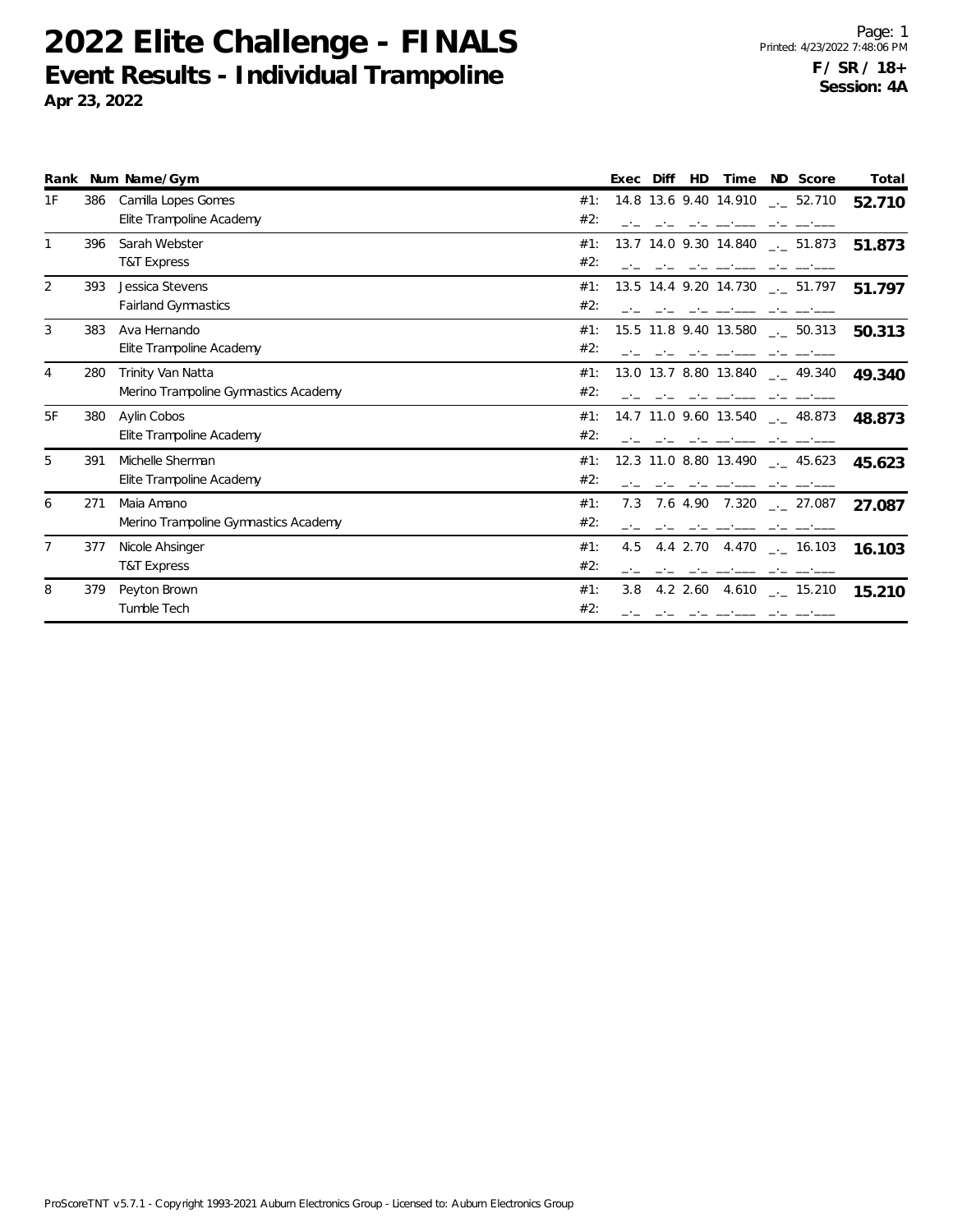# 2022 Elite Challenge - FINALS

## Event Results - Individual Trampoline

**Apr 23, 2022**

Printed: 4/23/2022 7:48:06 PM

**F / SR / 18+**
**Session: 4A**

| Rank | Num | Name/Gym | | Exec | Diff | HD | Time | ND | Score | Total |
|---|---|---|---|---|---|---|---|---|---|---|
| 1F | 386 | Camilla Lopes Gomes | #1: | 14.8 | 13.6 | 9.40 | 14.910 | _._ | 52.710 | **52.710** |
| | | Elite Trampoline Academy | #2: | _._ | _._ | _._ | __.___ | _._ | __.___ | |
| 1 | 396 | Sarah Webster | #1: | 13.7 | 14.0 | 9.30 | 14.840 | _._ | 51.873 | **51.873** |
| | | T&T Express | #2: | _._ | _._ | _._ | __.___ | _._ | __.___ | |
| 2 | 393 | Jessica Stevens | #1: | 13.5 | 14.4 | 9.20 | 14.730 | _._ | 51.797 | **51.797** |
| | | Fairland Gymnastics | #2: | _._ | _._ | _._ | __.___ | _._ | __.___ | |
| 3 | 383 | Ava Hernando | #1: | 15.5 | 11.8 | 9.40 | 13.580 | _._ | 50.313 | **50.313** |
| | | Elite Trampoline Academy | #2: | _._ | _._ | _._ | __.___ | _._ | __.___ | |
| 4 | 280 | Trinity Van Natta | #1: | 13.0 | 13.7 | 8.80 | 13.840 | _._ | 49.340 | **49.340** |
| | | Merino Trampoline Gymnastics Academy | #2: | _._ | _._ | _._ | __.___ | _._ | __.___ | |
| 5F | 380 | Aylin Cobos | #1: | 14.7 | 11.0 | 9.60 | 13.540 | _._ | 48.873 | **48.873** |
| | | Elite Trampoline Academy | #2: | _._ | _._ | _._ | __.___ | _._ | __.___ | |
| 5 | 391 | Michelle Sherman | #1: | 12.3 | 11.0 | 8.80 | 13.490 | _._ | 45.623 | **45.623** |
| | | Elite Trampoline Academy | #2: | _._ | _._ | _._ | __.___ | _._ | __.___ | |
| 6 | 271 | Maia Amano | #1: | 7.3 | 7.6 | 4.90 | 7.320 | _._ | 27.087 | **27.087** |
| | | Merino Trampoline Gymnastics Academy | #2: | _._ | _._ | _._ | __.___ | _._ | __.___ | |
| 7 | 377 | Nicole Ahsinger | #1: | 4.5 | 4.4 | 2.70 | 4.470 | _._ | 16.103 | **16.103** |
| | | T&T Express | #2: | _._ | _._ | _._ | __.___ | _._ | __.___ | |
| 8 | 379 | Peyton Brown | #1: | 3.8 | 4.2 | 2.60 | 4.610 | _._ | 15.210 | **15.210** |
| | | Tumble Tech | #2: | _._ | _._ | _._ | __.___ | _._ | __.___ | |

ProScoreTNT v5.7.1 - Copyright 1993-2021 Auburn Electronics Group - Licensed to: Auburn Electronics Group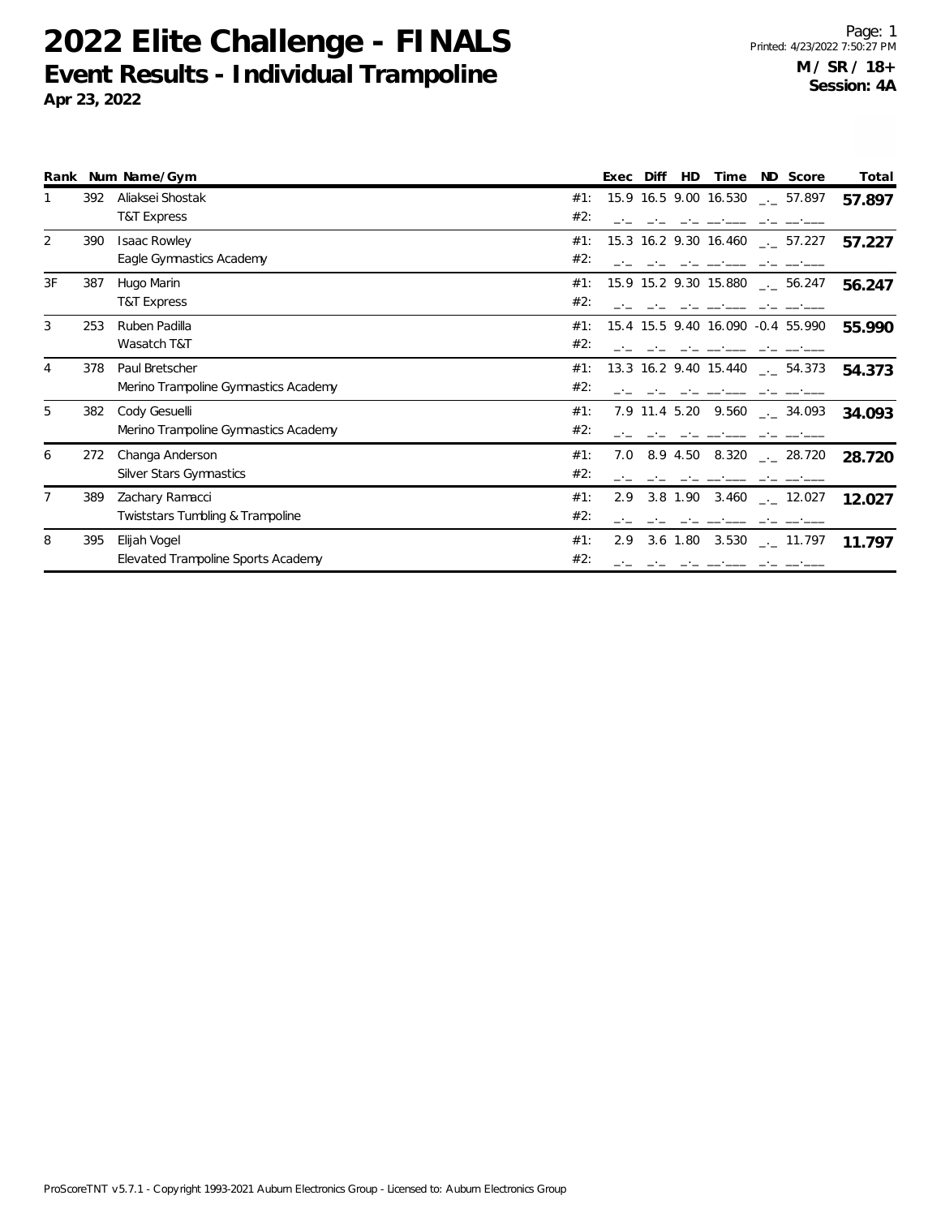# 2022 Elite Challenge - FINALS

## Event Results - Individual Trampoline

**Apr 23, 2022**

Printed: 4/23/2022 7:50:27 PM

**M / SR / 18+**
**Session: 4A**

| Rank | Num | Name/Gym | | Exec | Diff | HD | Time | ND | Score | Total |
|---|---|---|---|---|---|---|---|---|---|---|
| 1 | 392 | Aliaksei Shostak | #1: | 15.9 | 16.5 | 9.00 | 16.530 | _._ | 57.897 | **57.897** |
| | | T&T Express | #2: | _._ | _._ | _._ | __.___ | _._ | __.___ | |
| 2 | 390 | Isaac Rowley | #1: | 15.3 | 16.2 | 9.30 | 16.460 | _._ | 57.227 | **57.227** |
| | | Eagle Gymnastics Academy | #2: | _._ | _._ | _._ | __.___ | _._ | __.___ | |
| 3F | 387 | Hugo Marin | #1: | 15.9 | 15.2 | 9.30 | 15.880 | _._ | 56.247 | **56.247** |
| | | T&T Express | #2: | _._ | _._ | _._ | __.___ | _._ | __.___ | |
| 3 | 253 | Ruben Padilla | #1: | 15.4 | 15.5 | 9.40 | 16.090 | -0.4 | 55.990 | **55.990** |
| | | Wasatch T&T | #2: | _._ | _._ | _._ | __.___ | _._ | __.___ | |
| 4 | 378 | Paul Bretscher | #1: | 13.3 | 16.2 | 9.40 | 15.440 | _._ | 54.373 | **54.373** |
| | | Merino Trampoline Gymnastics Academy | #2: | _._ | _._ | _._ | __.___ | _._ | __.___ | |
| 5 | 382 | Cody Gesuelli | #1: | 7.9 | 11.4 | 5.20 | 9.560 | _._ | 34.093 | **34.093** |
| | | Merino Trampoline Gymnastics Academy | #2: | _._ | _._ | _._ | __.___ | _._ | __.___ | |
| 6 | 272 | Changa Anderson | #1: | 7.0 | 8.9 | 4.50 | 8.320 | _._ | 28.720 | **28.720** |
| | | Silver Stars Gymnastics | #2: | _._ | _._ | _._ | __.___ | _._ | __.___ | |
| 7 | 389 | Zachary Ramacci | #1: | 2.9 | 3.8 | 1.90 | 3.460 | _._ | 12.027 | **12.027** |
| | | Twiststars Tumbling & Trampoline | #2: | _._ | _._ | _._ | __.___ | _._ | __.___ | |
| 8 | 395 | Elijah Vogel | #1: | 2.9 | 3.6 | 1.80 | 3.530 | _._ | 11.797 | **11.797** |
| | | Elevated Trampoline Sports Academy | #2: | _._ | _._ | _._ | __.___ | _._ | __.___ | |

ProScoreTNT v5.7.1 - Copyright 1993-2021 Auburn Electronics Group - Licensed to: Auburn Electronics Group